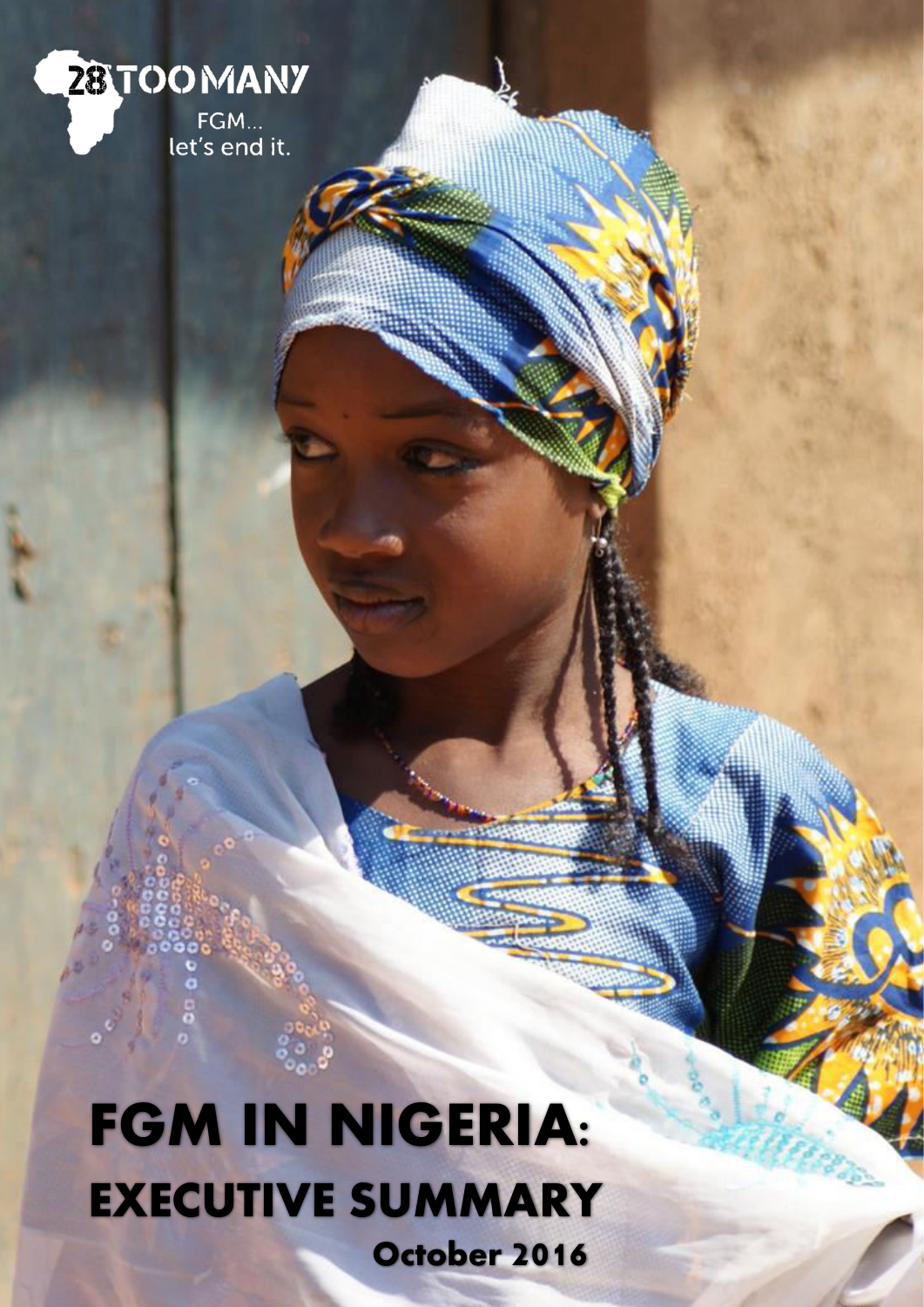28 TOO MANY

FGM... let's end it.

# FGM IN NIGERIA: EXECUTIVE SUMMARY

October 2016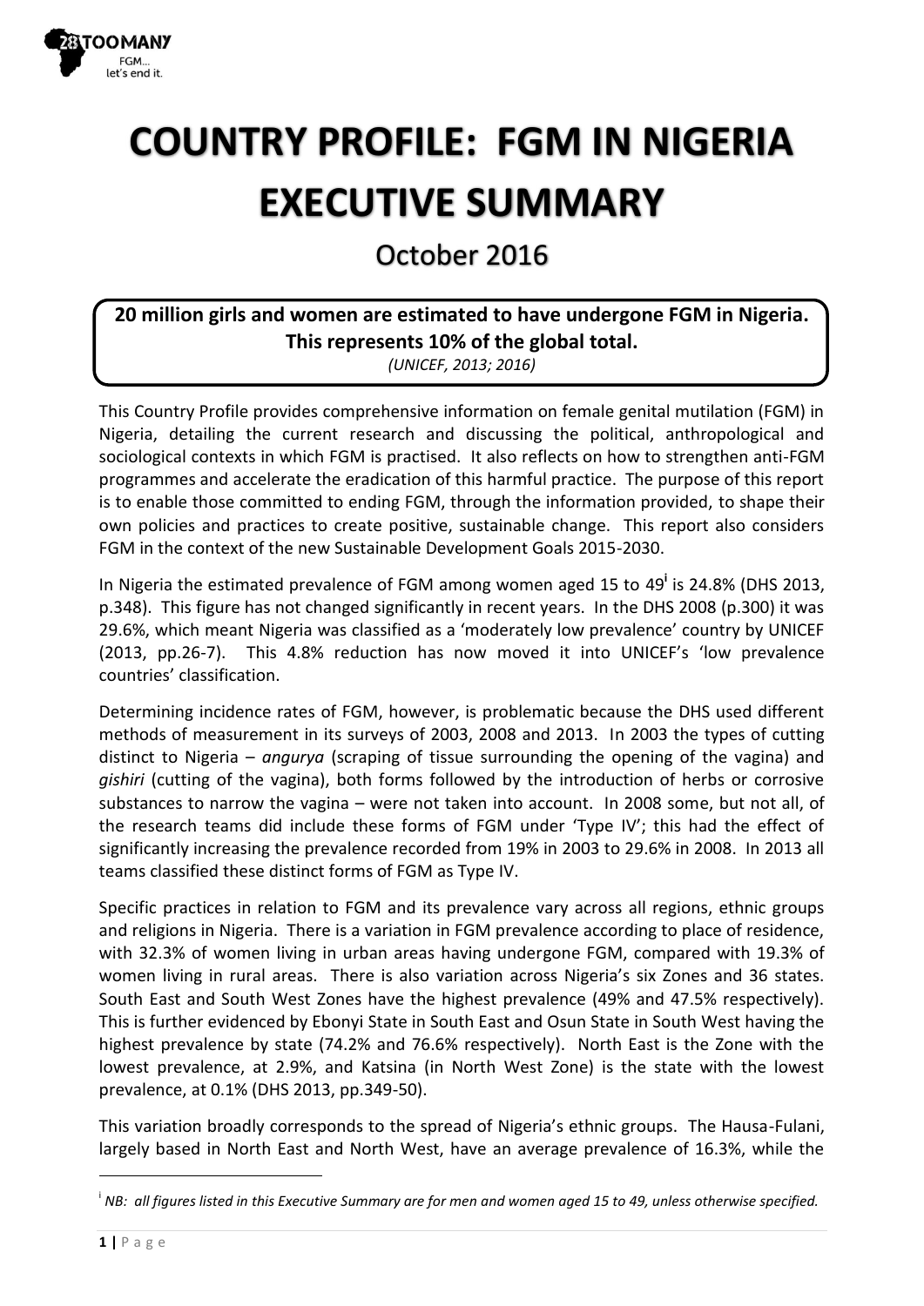# COUNTRY PROFILE: FGM IN NIGERIA EXECUTIVE SUMMARY

## October 2016

**20 million girls and women are estimated to have undergone FGM in Nigeria. This represents 10% of the global total.**
*(UNICEF, 2013; 2016)*

This Country Profile provides comprehensive information on female genital mutilation (FGM) in Nigeria, detailing the current research and discussing the political, anthropological and sociological contexts in which FGM is practised. It also reflects on how to strengthen anti-FGM programmes and accelerate the eradication of this harmful practice. The purpose of this report is to enable those committed to ending FGM, through the information provided, to shape their own policies and practices to create positive, sustainable change. This report also considers FGM in the context of the new Sustainable Development Goals 2015-2030.

In Nigeria the estimated prevalence of FGM among women aged 15 to 49[i] is 24.8% (DHS 2013, p.348). This figure has not changed significantly in recent years. In the DHS 2008 (p.300) it was 29.6%, which meant Nigeria was classified as a 'moderately low prevalence' country by UNICEF (2013, pp.26-7). This 4.8% reduction has now moved it into UNICEF's 'low prevalence countries' classification.

Determining incidence rates of FGM, however, is problematic because the DHS used different methods of measurement in its surveys of 2003, 2008 and 2013. In 2003 the types of cutting distinct to Nigeria – *angurya* (scraping of tissue surrounding the opening of the vagina) and *gishiri* (cutting of the vagina), both forms followed by the introduction of herbs or corrosive substances to narrow the vagina – were not taken into account. In 2008 some, but not all, of the research teams did include these forms of FGM under 'Type IV'; this had the effect of significantly increasing the prevalence recorded from 19% in 2003 to 29.6% in 2008. In 2013 all teams classified these distinct forms of FGM as Type IV.

Specific practices in relation to FGM and its prevalence vary across all regions, ethnic groups and religions in Nigeria. There is a variation in FGM prevalence according to place of residence, with 32.3% of women living in urban areas having undergone FGM, compared with 19.3% of women living in rural areas. There is also variation across Nigeria's six Zones and 36 states. South East and South West Zones have the highest prevalence (49% and 47.5% respectively). This is further evidenced by Ebonyi State in South East and Osun State in South West having the highest prevalence by state (74.2% and 76.6% respectively). North East is the Zone with the lowest prevalence, at 2.9%, and Katsina (in North West Zone) is the state with the lowest prevalence, at 0.1% (DHS 2013, pp.349-50).

This variation broadly corresponds to the spread of Nigeria's ethnic groups. The Hausa-Fulani, largely based in North East and North West, have an average prevalence of 16.3%, while the

---

[i] *NB: all figures listed in this Executive Summary are for men and women aged 15 to 49, unless otherwise specified.*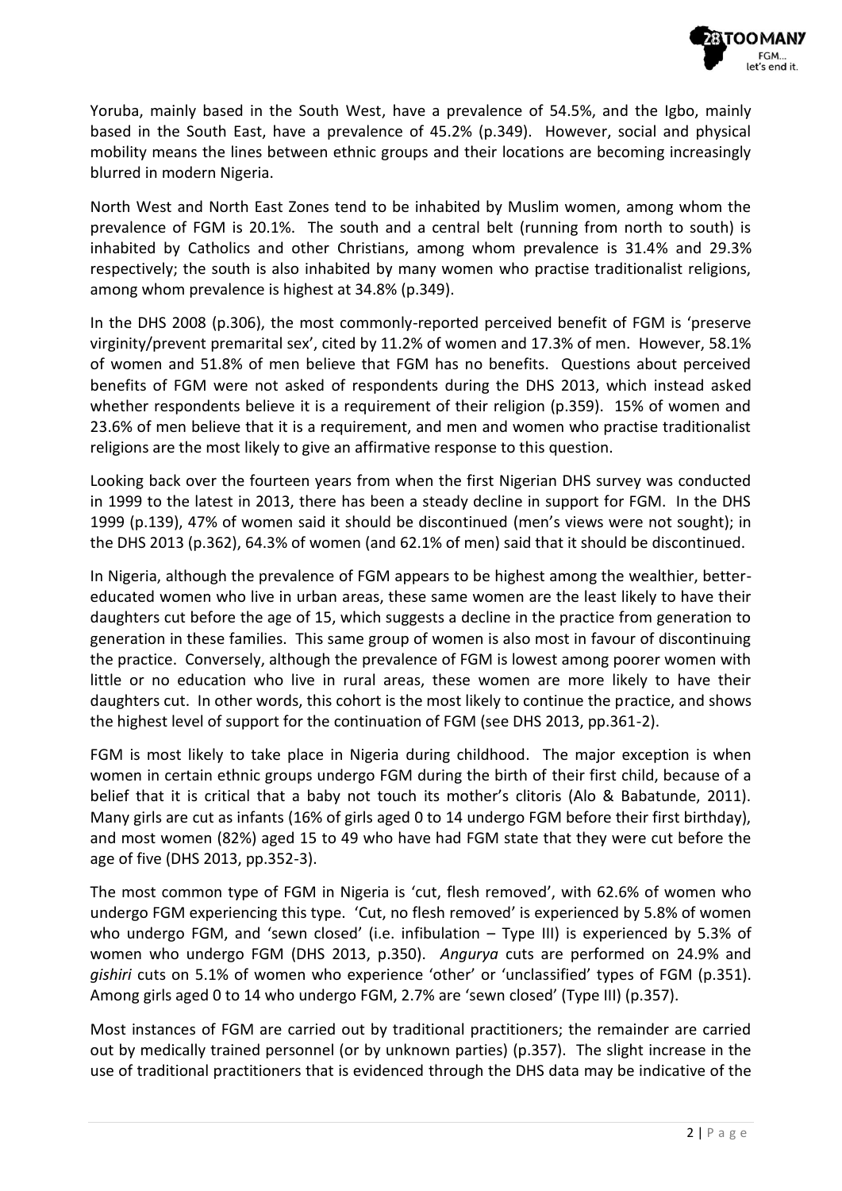Yoruba, mainly based in the South West, have a prevalence of 54.5%, and the Igbo, mainly based in the South East, have a prevalence of 45.2% (p.349). However, social and physical mobility means the lines between ethnic groups and their locations are becoming increasingly blurred in modern Nigeria.

North West and North East Zones tend to be inhabited by Muslim women, among whom the prevalence of FGM is 20.1%. The south and a central belt (running from north to south) is inhabited by Catholics and other Christians, among whom prevalence is 31.4% and 29.3% respectively; the south is also inhabited by many women who practise traditionalist religions, among whom prevalence is highest at 34.8% (p.349).

In the DHS 2008 (p.306), the most commonly-reported perceived benefit of FGM is 'preserve virginity/prevent premarital sex', cited by 11.2% of women and 17.3% of men. However, 58.1% of women and 51.8% of men believe that FGM has no benefits. Questions about perceived benefits of FGM were not asked of respondents during the DHS 2013, which instead asked whether respondents believe it is a requirement of their religion (p.359). 15% of women and 23.6% of men believe that it is a requirement, and men and women who practise traditionalist religions are the most likely to give an affirmative response to this question.

Looking back over the fourteen years from when the first Nigerian DHS survey was conducted in 1999 to the latest in 2013, there has been a steady decline in support for FGM. In the DHS 1999 (p.139), 47% of women said it should be discontinued (men's views were not sought); in the DHS 2013 (p.362), 64.3% of women (and 62.1% of men) said that it should be discontinued.

In Nigeria, although the prevalence of FGM appears to be highest among the wealthier, better-educated women who live in urban areas, these same women are the least likely to have their daughters cut before the age of 15, which suggests a decline in the practice from generation to generation in these families. This same group of women is also most in favour of discontinuing the practice. Conversely, although the prevalence of FGM is lowest among poorer women with little or no education who live in rural areas, these women are more likely to have their daughters cut. In other words, this cohort is the most likely to continue the practice, and shows the highest level of support for the continuation of FGM (see DHS 2013, pp.361-2).

FGM is most likely to take place in Nigeria during childhood. The major exception is when women in certain ethnic groups undergo FGM during the birth of their first child, because of a belief that it is critical that a baby not touch its mother's clitoris (Alo & Babatunde, 2011). Many girls are cut as infants (16% of girls aged 0 to 14 undergo FGM before their first birthday), and most women (82%) aged 15 to 49 who have had FGM state that they were cut before the age of five (DHS 2013, pp.352-3).

The most common type of FGM in Nigeria is 'cut, flesh removed', with 62.6% of women who undergo FGM experiencing this type. 'Cut, no flesh removed' is experienced by 5.8% of women who undergo FGM, and 'sewn closed' (i.e. infibulation – Type III) is experienced by 5.3% of women who undergo FGM (DHS 2013, p.350). *Angurya* cuts are performed on 24.9% and *gishiri* cuts on 5.1% of women who experience 'other' or 'unclassified' types of FGM (p.351). Among girls aged 0 to 14 who undergo FGM, 2.7% are 'sewn closed' (Type III) (p.357).

Most instances of FGM are carried out by traditional practitioners; the remainder are carried out by medically trained personnel (or by unknown parties) (p.357). The slight increase in the use of traditional practitioners that is evidenced through the DHS data may be indicative of the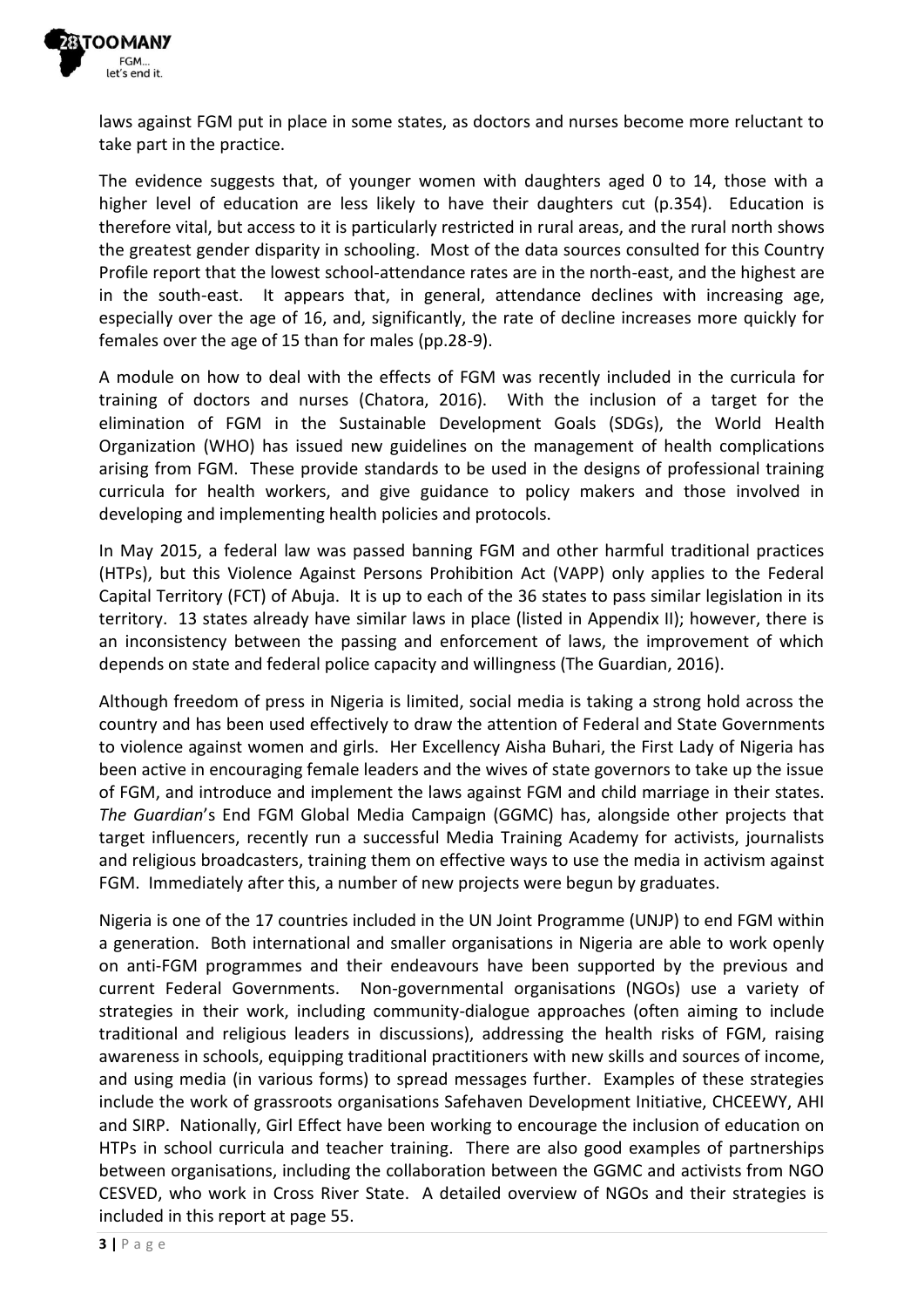laws against FGM put in place in some states, as doctors and nurses become more reluctant to take part in the practice.

The evidence suggests that, of younger women with daughters aged 0 to 14, those with a higher level of education are less likely to have their daughters cut (p.354). Education is therefore vital, but access to it is particularly restricted in rural areas, and the rural north shows the greatest gender disparity in schooling. Most of the data sources consulted for this Country Profile report that the lowest school-attendance rates are in the north-east, and the highest are in the south-east. It appears that, in general, attendance declines with increasing age, especially over the age of 16, and, significantly, the rate of decline increases more quickly for females over the age of 15 than for males (pp.28-9).

A module on how to deal with the effects of FGM was recently included in the curricula for training of doctors and nurses (Chatora, 2016). With the inclusion of a target for the elimination of FGM in the Sustainable Development Goals (SDGs), the World Health Organization (WHO) has issued new guidelines on the management of health complications arising from FGM. These provide standards to be used in the designs of professional training curricula for health workers, and give guidance to policy makers and those involved in developing and implementing health policies and protocols.

In May 2015, a federal law was passed banning FGM and other harmful traditional practices (HTPs), but this Violence Against Persons Prohibition Act (VAPP) only applies to the Federal Capital Territory (FCT) of Abuja. It is up to each of the 36 states to pass similar legislation in its territory. 13 states already have similar laws in place (listed in Appendix II); however, there is an inconsistency between the passing and enforcement of laws, the improvement of which depends on state and federal police capacity and willingness (The Guardian, 2016).

Although freedom of press in Nigeria is limited, social media is taking a strong hold across the country and has been used effectively to draw the attention of Federal and State Governments to violence against women and girls. Her Excellency Aisha Buhari, the First Lady of Nigeria has been active in encouraging female leaders and the wives of state governors to take up the issue of FGM, and introduce and implement the laws against FGM and child marriage in their states. *The Guardian*'s End FGM Global Media Campaign (GGMC) has, alongside other projects that target influencers, recently run a successful Media Training Academy for activists, journalists and religious broadcasters, training them on effective ways to use the media in activism against FGM. Immediately after this, a number of new projects were begun by graduates.

Nigeria is one of the 17 countries included in the UN Joint Programme (UNJP) to end FGM within a generation. Both international and smaller organisations in Nigeria are able to work openly on anti-FGM programmes and their endeavours have been supported by the previous and current Federal Governments. Non-governmental organisations (NGOs) use a variety of strategies in their work, including community-dialogue approaches (often aiming to include traditional and religious leaders in discussions), addressing the health risks of FGM, raising awareness in schools, equipping traditional practitioners with new skills and sources of income, and using media (in various forms) to spread messages further. Examples of these strategies include the work of grassroots organisations Safehaven Development Initiative, CHCEEWY, AHI and SIRP. Nationally, Girl Effect have been working to encourage the inclusion of education on HTPs in school curricula and teacher training. There are also good examples of partnerships between organisations, including the collaboration between the GGMC and activists from NGO CESVED, who work in Cross River State. A detailed overview of NGOs and their strategies is included in this report at page 55.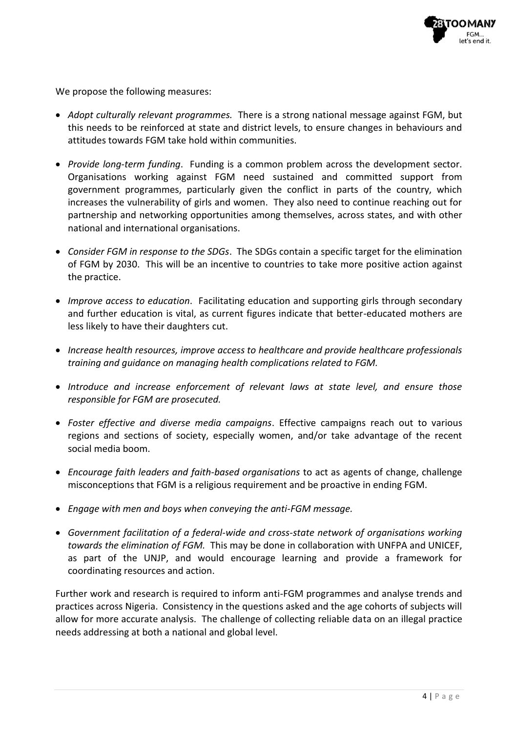We propose the following measures:

- *Adopt culturally relevant programmes.* There is a strong national message against FGM, but this needs to be reinforced at state and district levels, to ensure changes in behaviours and attitudes towards FGM take hold within communities.
- *Provide long-term funding*. Funding is a common problem across the development sector. Organisations working against FGM need sustained and committed support from government programmes, particularly given the conflict in parts of the country, which increases the vulnerability of girls and women. They also need to continue reaching out for partnership and networking opportunities among themselves, across states, and with other national and international organisations.
- *Consider FGM in response to the SDGs*. The SDGs contain a specific target for the elimination of FGM by 2030. This will be an incentive to countries to take more positive action against the practice.
- *Improve access to education*. Facilitating education and supporting girls through secondary and further education is vital, as current figures indicate that better-educated mothers are less likely to have their daughters cut.
- *Increase health resources, improve access to healthcare and provide healthcare professionals training and guidance on managing health complications related to FGM.*
- *Introduce and increase enforcement of relevant laws at state level, and ensure those responsible for FGM are prosecuted.*
- *Foster effective and diverse media campaigns*. Effective campaigns reach out to various regions and sections of society, especially women, and/or take advantage of the recent social media boom.
- *Encourage faith leaders and faith-based organisations* to act as agents of change, challenge misconceptions that FGM is a religious requirement and be proactive in ending FGM.
- *Engage with men and boys when conveying the anti-FGM message.*
- *Government facilitation of a federal-wide and cross-state network of organisations working towards the elimination of FGM.* This may be done in collaboration with UNFPA and UNICEF, as part of the UNJP, and would encourage learning and provide a framework for coordinating resources and action.

Further work and research is required to inform anti-FGM programmes and analyse trends and practices across Nigeria. Consistency in the questions asked and the age cohorts of subjects will allow for more accurate analysis. The challenge of collecting reliable data on an illegal practice needs addressing at both a national and global level.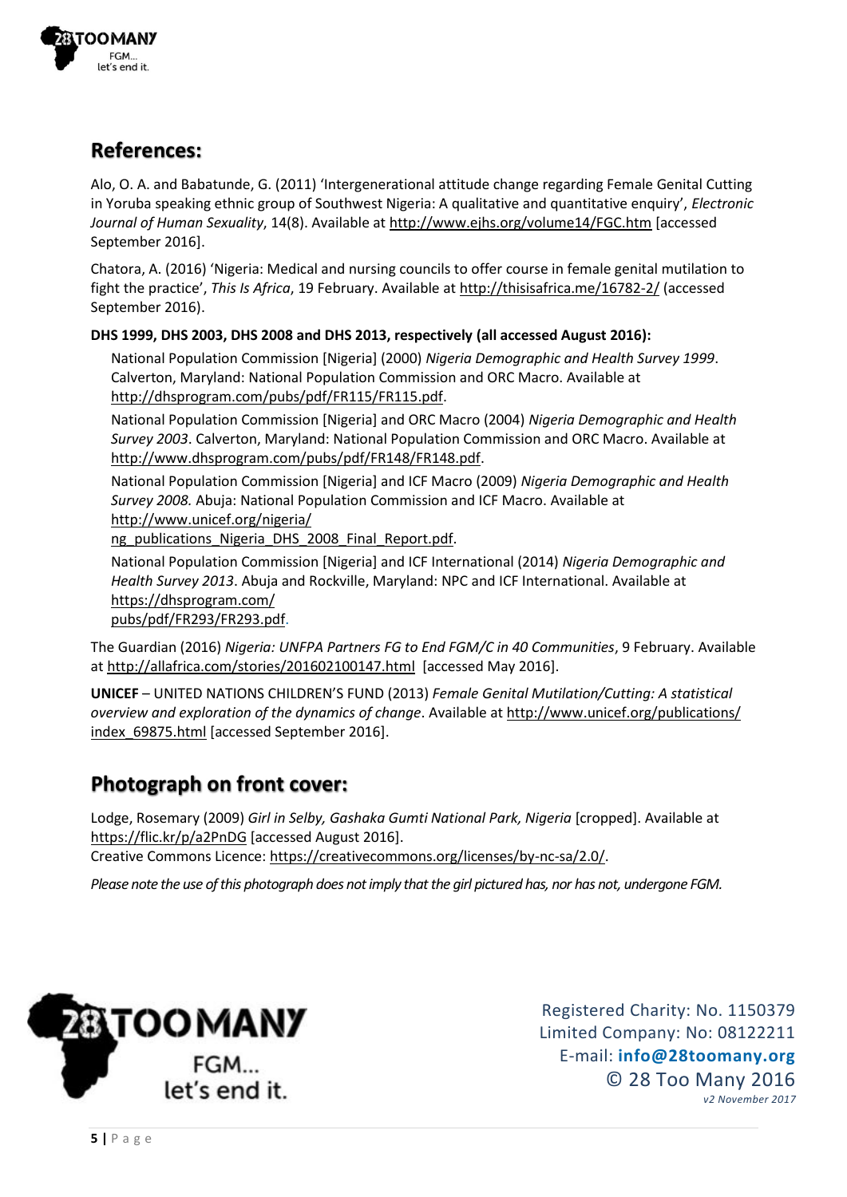## References:

Alo, O. A. and Babatunde, G. (2011) 'Intergenerational attitude change regarding Female Genital Cutting in Yoruba speaking ethnic group of Southwest Nigeria: A qualitative and quantitative enquiry', *Electronic Journal of Human Sexuality*, 14(8). Available at http://www.ejhs.org/volume14/FGC.htm [accessed September 2016].

Chatora, A. (2016) 'Nigeria: Medical and nursing councils to offer course in female genital mutilation to fight the practice', *This Is Africa*, 19 February. Available at http://thisisafrica.me/16782-2/ (accessed September 2016).

**DHS 1999, DHS 2003, DHS 2008 and DHS 2013, respectively (all accessed August 2016):**

National Population Commission [Nigeria] (2000) *Nigeria Demographic and Health Survey 1999*. Calverton, Maryland: National Population Commission and ORC Macro. Available at http://dhsprogram.com/pubs/pdf/FR115/FR115.pdf.

National Population Commission [Nigeria] and ORC Macro (2004) *Nigeria Demographic and Health Survey 2003*. Calverton, Maryland: National Population Commission and ORC Macro. Available at http://www.dhsprogram.com/pubs/pdf/FR148/FR148.pdf.

National Population Commission [Nigeria] and ICF Macro (2009) *Nigeria Demographic and Health Survey 2008.* Abuja: National Population Commission and ICF Macro. Available at http://www.unicef.org/nigeria/ng_publications_Nigeria_DHS_2008_Final_Report.pdf.

National Population Commission [Nigeria] and ICF International (2014) *Nigeria Demographic and Health Survey 2013*. Abuja and Rockville, Maryland: NPC and ICF International. Available at https://dhsprogram.com/pubs/pdf/FR293/FR293.pdf.

The Guardian (2016) *Nigeria: UNFPA Partners FG to End FGM/C in 40 Communities*, 9 February. Available at http://allafrica.com/stories/201602100147.html [accessed May 2016].

**UNICEF** – UNITED NATIONS CHILDREN'S FUND (2013) *Female Genital Mutilation/Cutting: A statistical overview and exploration of the dynamics of change*. Available at http://www.unicef.org/publications/index_69875.html [accessed September 2016].

## Photograph on front cover:

Lodge, Rosemary (2009) *Girl in Selby, Gashaka Gumti National Park, Nigeria* [cropped]. Available at https://flic.kr/p/a2PnDG [accessed August 2016].
Creative Commons Licence: https://creativecommons.org/licenses/by-nc-sa/2.0/.

*Please note the use of this photograph does not imply that the girl pictured has, nor has not, undergone FGM.*

Registered Charity: No. 1150379
Limited Company: No: 08122211
E-mail: **info@28toomany.org**
© 28 Too Many 2016
*v2 November 2017*